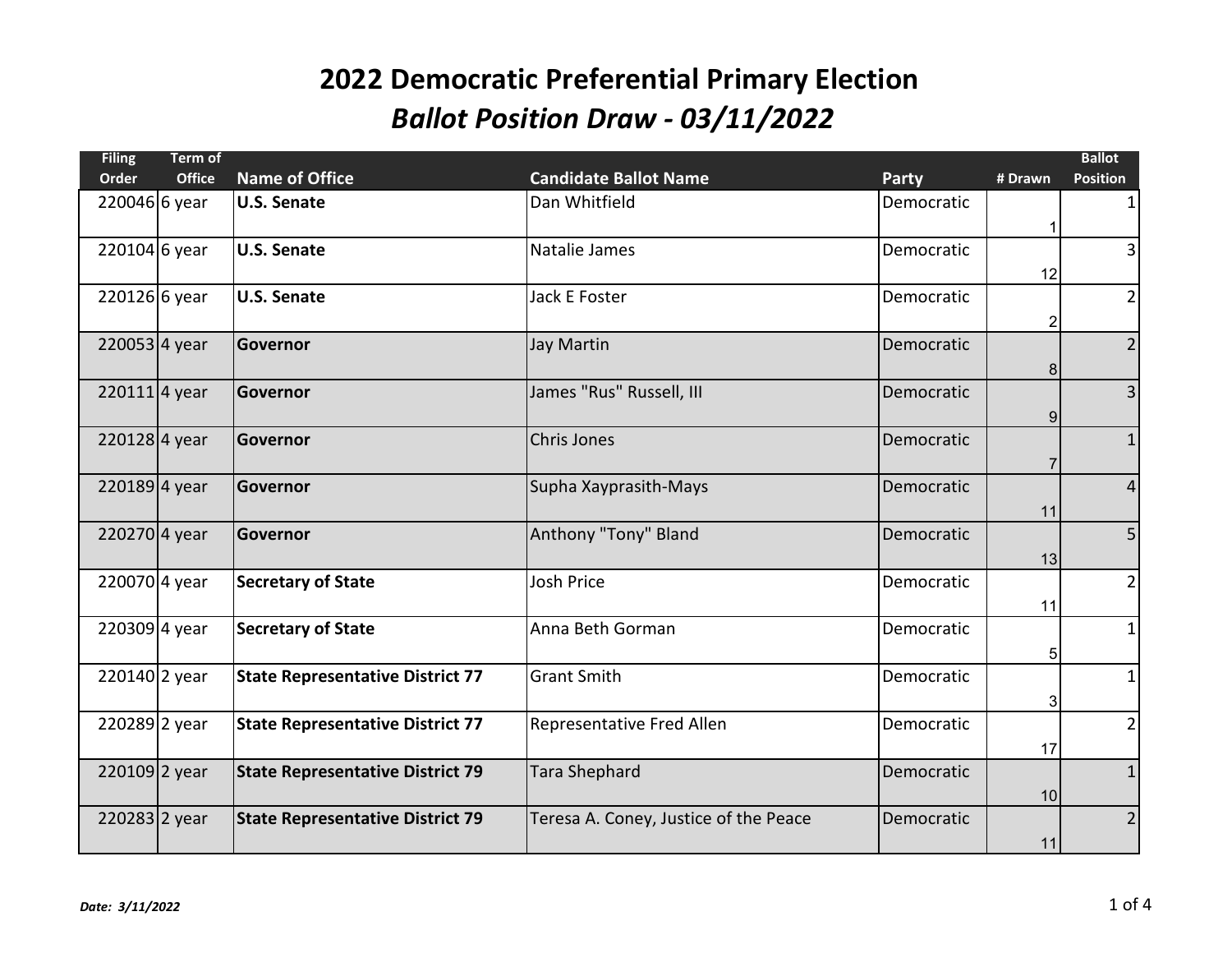# 2022 Democratic Preferential Primary Election

## *Ballot Position Draw - 03/11/2022*

| Filing Order | Term of Office | Name of Office | Candidate Ballot Name | Party | # Drawn | Ballot Position |
|---|---|---|---|---|---|---|
| 220046 | 6 year | **U.S. Senate** | Dan Whitfield | Democratic | 1 | 1 |
| 220104 | 6 year | **U.S. Senate** | Natalie James | Democratic | 12 | 3 |
| 220126 | 6 year | **U.S. Senate** | Jack E Foster | Democratic | 2 | 2 |
| 220053 | 4 year | **Governor** | Jay Martin | Democratic | 8 | 2 |
| 220111 | 4 year | **Governor** | James "Rus" Russell, III | Democratic | 9 | 3 |
| 220128 | 4 year | **Governor** | Chris Jones | Democratic | 7 | 1 |
| 220189 | 4 year | **Governor** | Supha Xayprasith-Mays | Democratic | 11 | 4 |
| 220270 | 4 year | **Governor** | Anthony "Tony" Bland | Democratic | 13 | 5 |
| 220070 | 4 year | **Secretary of State** | Josh Price | Democratic | 11 | 2 |
| 220309 | 4 year | **Secretary of State** | Anna Beth Gorman | Democratic | 5 | 1 |
| 220140 | 2 year | **State Representative District 77** | Grant Smith | Democratic | 3 | 1 |
| 220289 | 2 year | **State Representative District 77** | Representative Fred Allen | Democratic | 17 | 2 |
| 220109 | 2 year | **State Representative District 79** | Tara Shephard | Democratic | 10 | 1 |
| 220283 | 2 year | **State Representative District 79** | Teresa A. Coney, Justice of the Peace | Democratic | 11 | 2 |

*Date: 3/11/2022*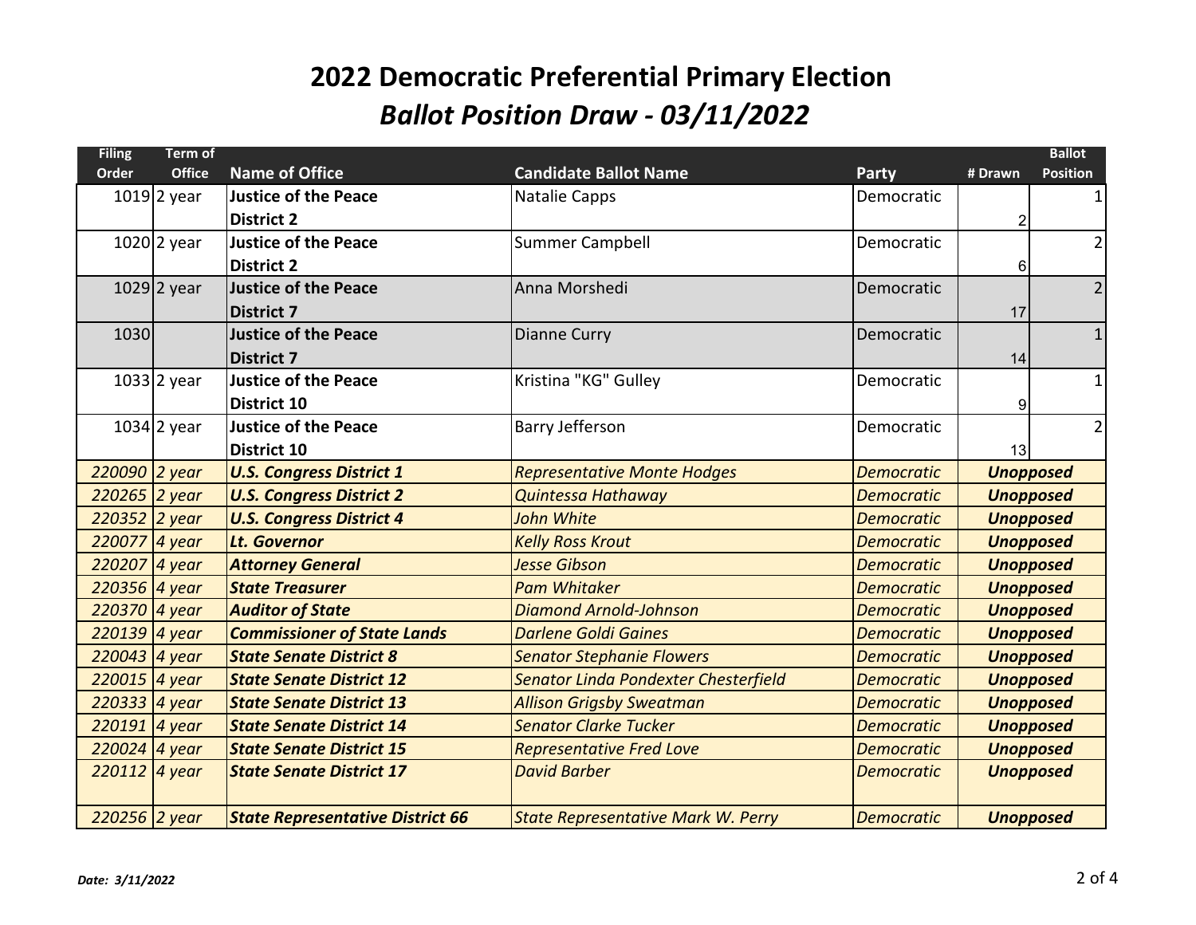# 2022 Democratic Preferential Primary Election

## *Ballot Position Draw - 03/11/2022*

| Filing Order | Term of Office | Name of Office | Candidate Ballot Name | Party | # Drawn | Ballot Position |
|---|---|---|---|---|---|---|
| 1019 | 2 year | **Justice of the Peace District 2** | Natalie Capps | Democratic | 2 | 1 |
| 1020 | 2 year | **Justice of the Peace District 2** | Summer Campbell | Democratic | 6 | 2 |
| 1029 | 2 year | **Justice of the Peace District 7** | Anna Morshedi | Democratic | 17 | 2 |
| 1030 | | **Justice of the Peace District 7** | Dianne Curry | Democratic | 14 | 1 |
| 1033 | 2 year | **Justice of the Peace District 10** | Kristina "KG" Gulley | Democratic | 9 | 1 |
| 1034 | 2 year | **Justice of the Peace District 10** | Barry Jefferson | Democratic | 13 | 2 |
| *220090* | *2 year* | ***U.S. Congress District 1*** | *Representative Monte Hodges* | *Democratic* | ***Unopposed*** | |
| *220265* | *2 year* | ***U.S. Congress District 2*** | *Quintessa Hathaway* | *Democratic* | ***Unopposed*** | |
| *220352* | *2 year* | ***U.S. Congress District 4*** | *John White* | *Democratic* | ***Unopposed*** | |
| *220077* | *4 year* | ***Lt. Governor*** | *Kelly Ross Krout* | *Democratic* | ***Unopposed*** | |
| *220207* | *4 year* | ***Attorney General*** | *Jesse Gibson* | *Democratic* | ***Unopposed*** | |
| *220356* | *4 year* | ***State Treasurer*** | *Pam Whitaker* | *Democratic* | ***Unopposed*** | |
| *220370* | *4 year* | ***Auditor of State*** | *Diamond Arnold-Johnson* | *Democratic* | ***Unopposed*** | |
| *220139* | *4 year* | ***Commissioner of State Lands*** | *Darlene Goldi Gaines* | *Democratic* | ***Unopposed*** | |
| *220043* | *4 year* | ***State Senate District 8*** | *Senator Stephanie Flowers* | *Democratic* | ***Unopposed*** | |
| *220015* | *4 year* | ***State Senate District 12*** | *Senator Linda Pondexter Chesterfield* | *Democratic* | ***Unopposed*** | |
| *220333* | *4 year* | ***State Senate District 13*** | *Allison Grigsby Sweatman* | *Democratic* | ***Unopposed*** | |
| *220191* | *4 year* | ***State Senate District 14*** | *Senator Clarke Tucker* | *Democratic* | ***Unopposed*** | |
| *220024* | *4 year* | ***State Senate District 15*** | *Representative Fred Love* | *Democratic* | ***Unopposed*** | |
| *220112* | *4 year* | ***State Senate District 17*** | *David Barber* | *Democratic* | ***Unopposed*** | |
| *220256* | *2 year* | ***State Representative District 66*** | *State Representative Mark W. Perry* | *Democratic* | ***Unopposed*** | |

***Date: 3/11/2022***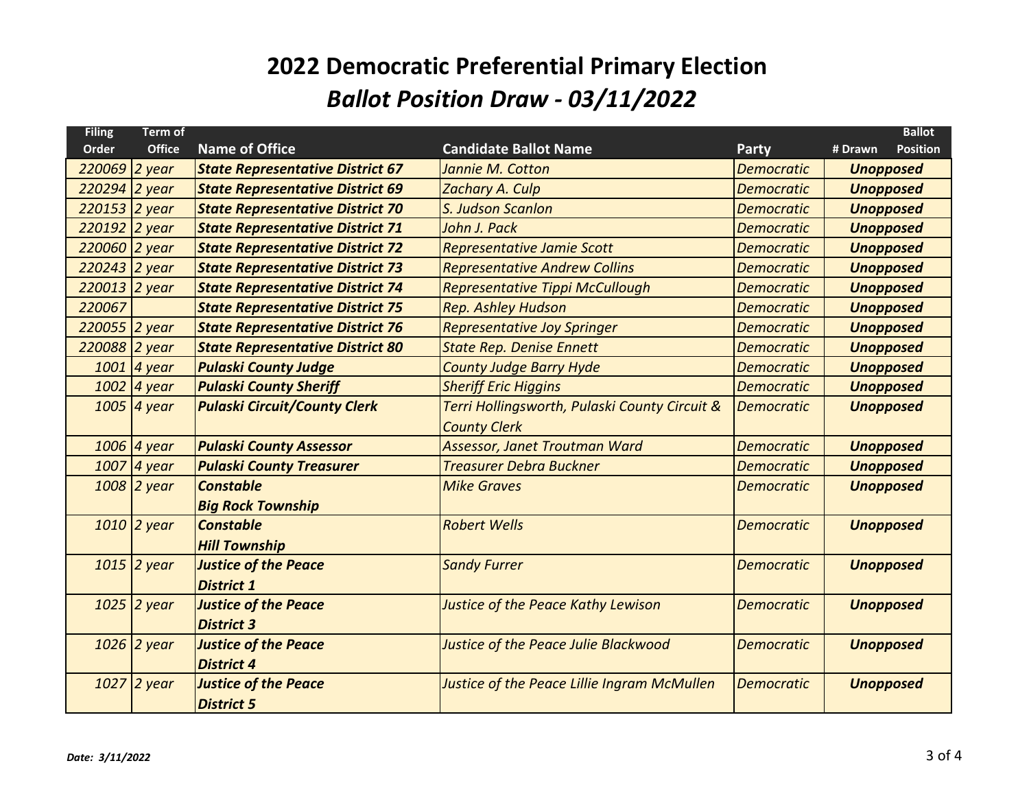# 2022 Democratic Preferential Primary Election

## *Ballot Position Draw - 03/11/2022*

| Filing Order | Term of Office | Name of Office | Candidate Ballot Name | Party | # Drawn | Ballot Position |
|---|---|---|---|---|---|---|
| 220069 | 2 year | State Representative District 67 | Jannie M. Cotton | Democratic | Unopposed | |
| 220294 | 2 year | State Representative District 69 | Zachary A. Culp | Democratic | Unopposed | |
| 220153 | 2 year | State Representative District 70 | S. Judson Scanlon | Democratic | Unopposed | |
| 220192 | 2 year | State Representative District 71 | John J. Pack | Democratic | Unopposed | |
| 220060 | 2 year | State Representative District 72 | Representative Jamie Scott | Democratic | Unopposed | |
| 220243 | 2 year | State Representative District 73 | Representative Andrew Collins | Democratic | Unopposed | |
| 220013 | 2 year | State Representative District 74 | Representative Tippi McCullough | Democratic | Unopposed | |
| 220067 | | State Representative District 75 | Rep. Ashley Hudson | Democratic | Unopposed | |
| 220055 | 2 year | State Representative District 76 | Representative Joy Springer | Democratic | Unopposed | |
| 220088 | 2 year | State Representative District 80 | State Rep. Denise Ennett | Democratic | Unopposed | |
| 1001 | 4 year | Pulaski County Judge | County Judge Barry Hyde | Democratic | Unopposed | |
| 1002 | 4 year | Pulaski County Sheriff | Sheriff Eric Higgins | Democratic | Unopposed | |
| 1005 | 4 year | Pulaski Circuit/County Clerk | Terri Hollingsworth, Pulaski County Circuit & County Clerk | Democratic | Unopposed | |
| 1006 | 4 year | Pulaski County Assessor | Assessor, Janet Troutman Ward | Democratic | Unopposed | |
| 1007 | 4 year | Pulaski County Treasurer | Treasurer Debra Buckner | Democratic | Unopposed | |
| 1008 | 2 year | Constable Big Rock Township | Mike Graves | Democratic | Unopposed | |
| 1010 | 2 year | Constable Hill Township | Robert Wells | Democratic | Unopposed | |
| 1015 | 2 year | Justice of the Peace District 1 | Sandy Furrer | Democratic | Unopposed | |
| 1025 | 2 year | Justice of the Peace District 3 | Justice of the Peace Kathy Lewison | Democratic | Unopposed | |
| 1026 | 2 year | Justice of the Peace District 4 | Justice of the Peace Julie Blackwood | Democratic | Unopposed | |
| 1027 | 2 year | Justice of the Peace District 5 | Justice of the Peace Lillie Ingram McMullen | Democratic | Unopposed | |

*Date: 3/11/2022*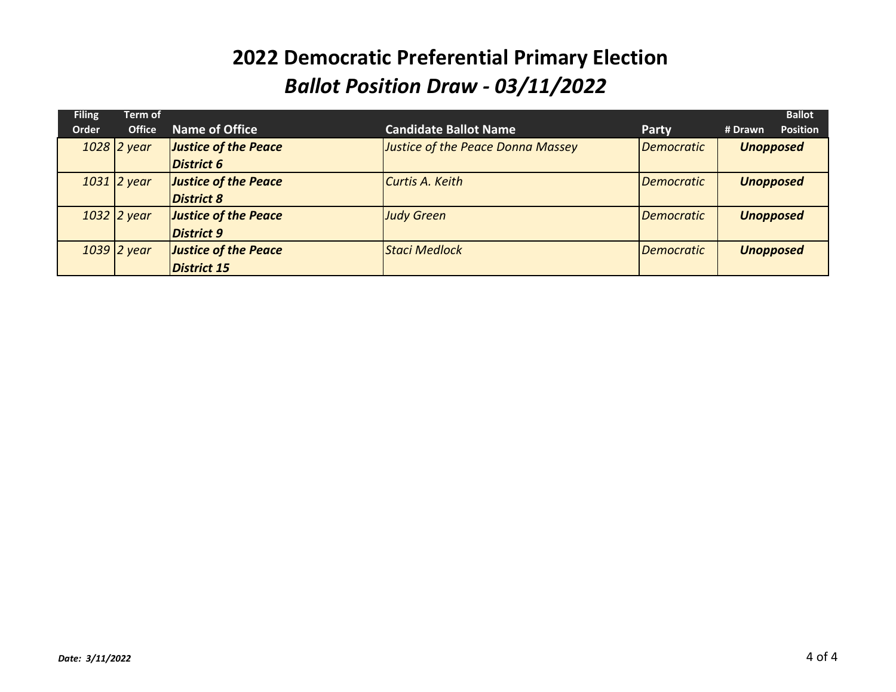# 2022 Democratic Preferential Primary Election

## *Ballot Position Draw - 03/11/2022*

| Filing Order | Term of Office | Name of Office | Candidate Ballot Name | Party | # Drawn | Ballot Position |
|---|---|---|---|---|---|---|
| *1028* | *2 year* | ***Justice of the Peace District 6*** | *Justice of the Peace Donna Massey* | *Democratic* | ***Unopposed*** | |
| *1031* | *2 year* | ***Justice of the Peace District 8*** | *Curtis A. Keith* | *Democratic* | ***Unopposed*** | |
| *1032* | *2 year* | ***Justice of the Peace District 9*** | *Judy Green* | *Democratic* | ***Unopposed*** | |
| *1039* | *2 year* | ***Justice of the Peace District 15*** | *Staci Medlock* | *Democratic* | ***Unopposed*** | |

***Date: 3/11/2022***